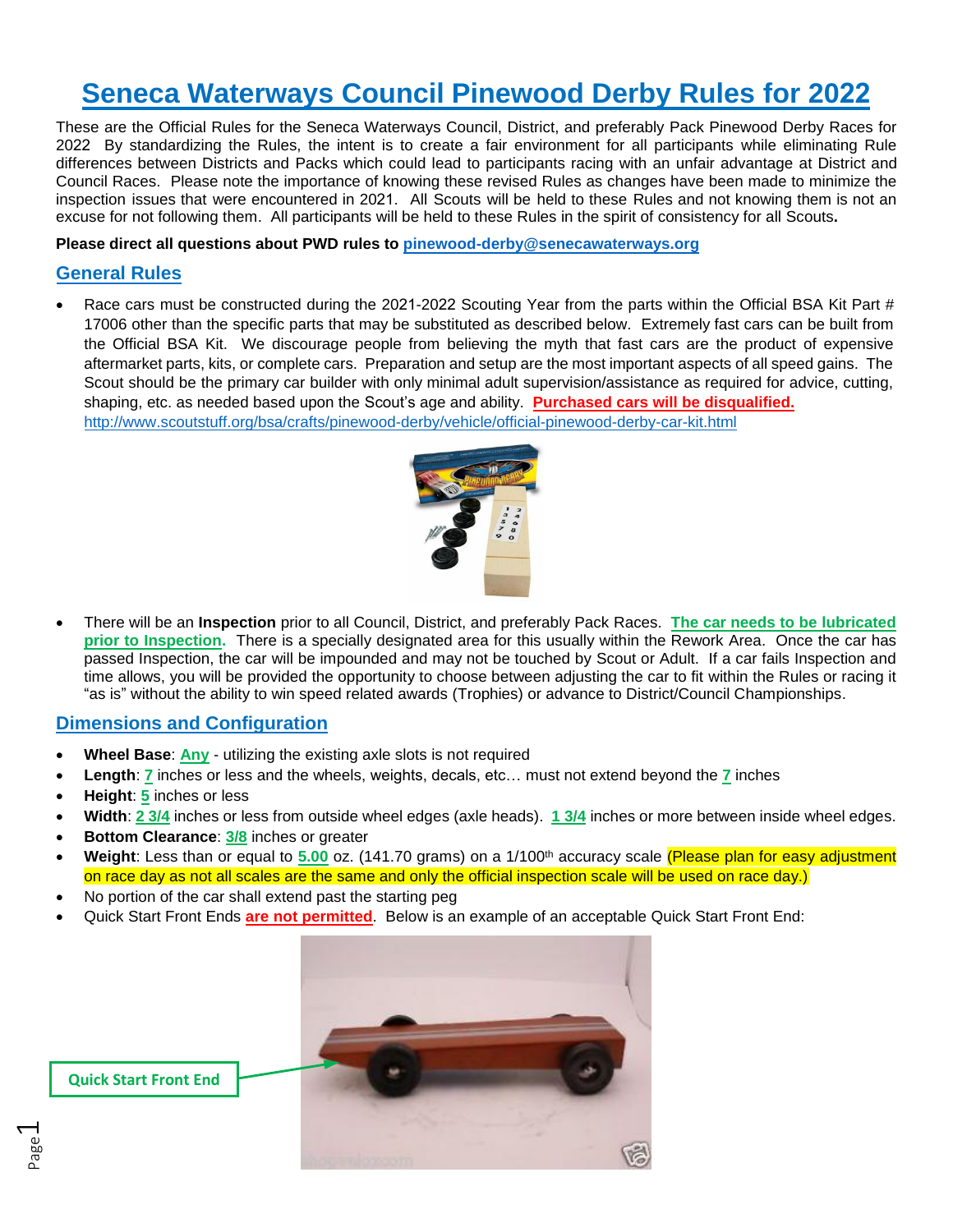# Seneca Waterways Council Pinewood Derby Rules for 2022

These are the Official Rules for the Seneca Waterways Council, District, and preferably Pack Pinewood Derby Races for 2022 By standardizing the Rules, the intent is to create a fair environment for all participants while eliminating Rule differences between Districts and Packs which could lead to participants racing with an unfair advantage at District and Council Races. Please note the importance of knowing these revised Rules as changes have been made to minimize the inspection issues that were encountered in 2021. All Scouts will be held to these Rules and not knowing them is not an excuse for not following them. All participants will be held to these Rules in the spirit of consistency for all Scouts**.**

**Please direct all questions about PWD rules to pinewood-derby@senecawaterways.org**

## General Rules

- Race cars must be constructed during the 2021-2022 Scouting Year from the parts within the Official BSA Kit Part # 17006 other than the specific parts that may be substituted as described below. Extremely fast cars can be built from the Official BSA Kit. We discourage people from believing the myth that fast cars are the product of expensive aftermarket parts, kits, or complete cars. Preparation and setup are the most important aspects of all speed gains. The Scout should be the primary car builder with only minimal adult supervision/assistance as required for advice, cutting, shaping, etc. as needed based upon the Scout's age and ability. **Purchased cars will be disqualified.** http://www.scoutstuff.org/bsa/crafts/pinewood-derby/vehicle/official-pinewood-derby-car-kit.html

- There will be an **Inspection** prior to all Council, District, and preferably Pack Races. **The car needs to be lubricated prior to Inspection.** There is a specially designated area for this usually within the Rework Area. Once the car has passed Inspection, the car will be impounded and may not be touched by Scout or Adult. If a car fails Inspection and time allows, you will be provided the opportunity to choose between adjusting the car to fit within the Rules or racing it "as is" without the ability to win speed related awards (Trophies) or advance to District/Council Championships.

## Dimensions and Configuration

- **Wheel Base**: **Any** - utilizing the existing axle slots is not required
- **Length**: **7** inches or less and the wheels, weights, decals, etc… must not extend beyond the **7** inches
- **Height**: **5** inches or less
- **Width**: **2 3/4** inches or less from outside wheel edges (axle heads). **1 3/4** inches or more between inside wheel edges.
- **Bottom Clearance**: **3/8** inches or greater
- **Weight**: Less than or equal to **5.00** oz. (141.70 grams) on a 1/100th accuracy scale (Please plan for easy adjustment on race day as not all scales are the same and only the official inspection scale will be used on race day.)
- No portion of the car shall extend past the starting peg
- Quick Start Front Ends **are not permitted**. Below is an example of an acceptable Quick Start Front End:

Quick Start Front End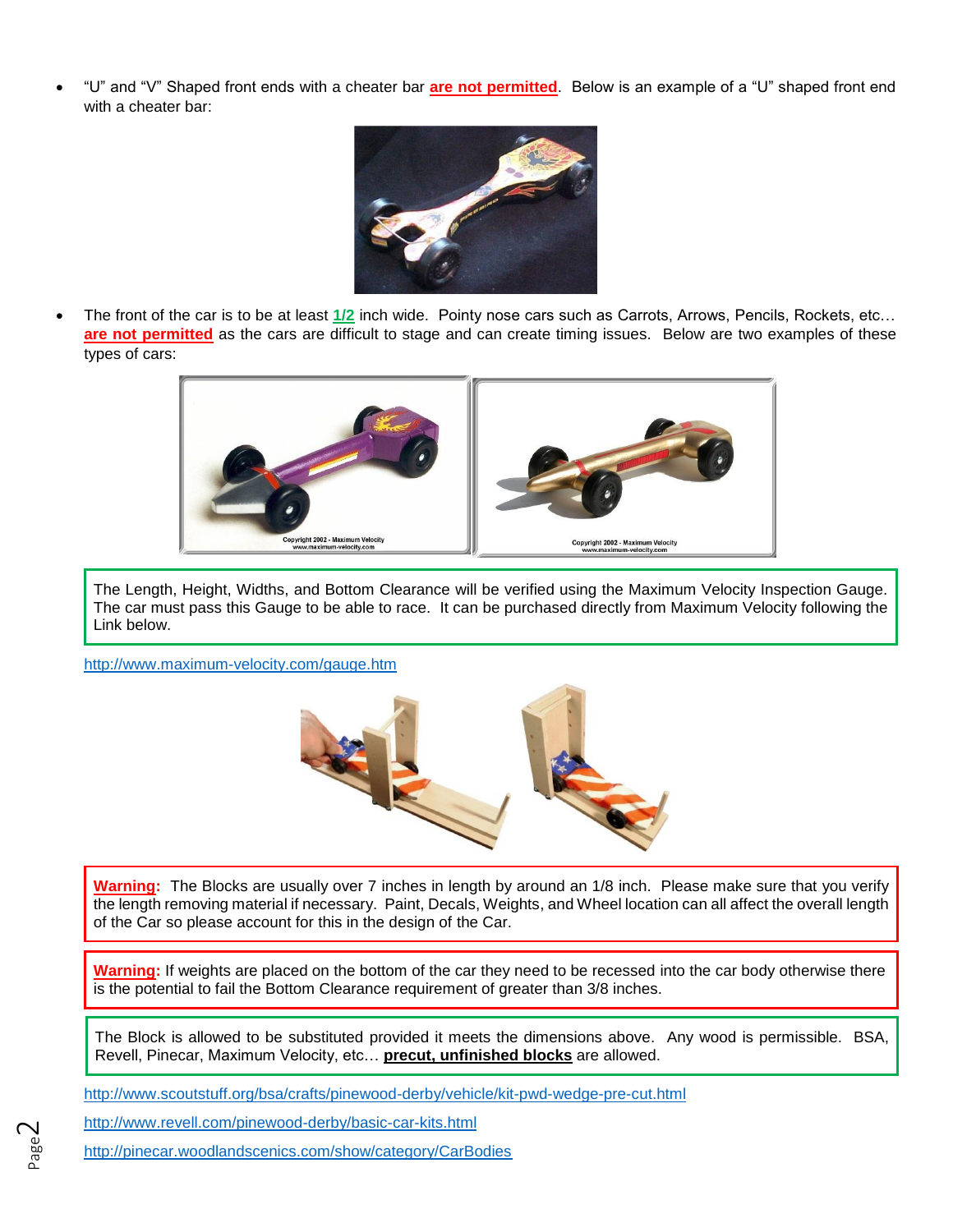- "U" and "V" Shaped front ends with a cheater bar **are not permitted**. Below is an example of a "U" shaped front end with a cheater bar:

- The front of the car is to be at least **1/2** inch wide. Pointy nose cars such as Carrots, Arrows, Pencils, Rockets, etc… **are not permitted** as the cars are difficult to stage and can create timing issues. Below are two examples of these types of cars:

Copyright 2002 - Maximum Velocity www.maximum-velocity.com

Copyright 2002 - Maximum Velocity www.maximum-velocity.com

The Length, Height, Widths, and Bottom Clearance will be verified using the Maximum Velocity Inspection Gauge. The car must pass this Gauge to be able to race. It can be purchased directly from Maximum Velocity following the Link below.

http://www.maximum-velocity.com/gauge.htm

**Warning:** The Blocks are usually over 7 inches in length by around an 1/8 inch. Please make sure that you verify the length removing material if necessary. Paint, Decals, Weights, and Wheel location can all affect the overall length of the Car so please account for this in the design of the Car.

**Warning:** If weights are placed on the bottom of the car they need to be recessed into the car body otherwise there is the potential to fail the Bottom Clearance requirement of greater than 3/8 inches.

The Block is allowed to be substituted provided it meets the dimensions above. Any wood is permissible. BSA, Revell, Pinecar, Maximum Velocity, etc… **precut, unfinished blocks** are allowed.

http://www.scoutstuff.org/bsa/crafts/pinewood-derby/vehicle/kit-pwd-wedge-pre-cut.html

http://www.revell.com/pinewood-derby/basic-car-kits.html

http://pinecar.woodlandscenics.com/show/category/CarBodies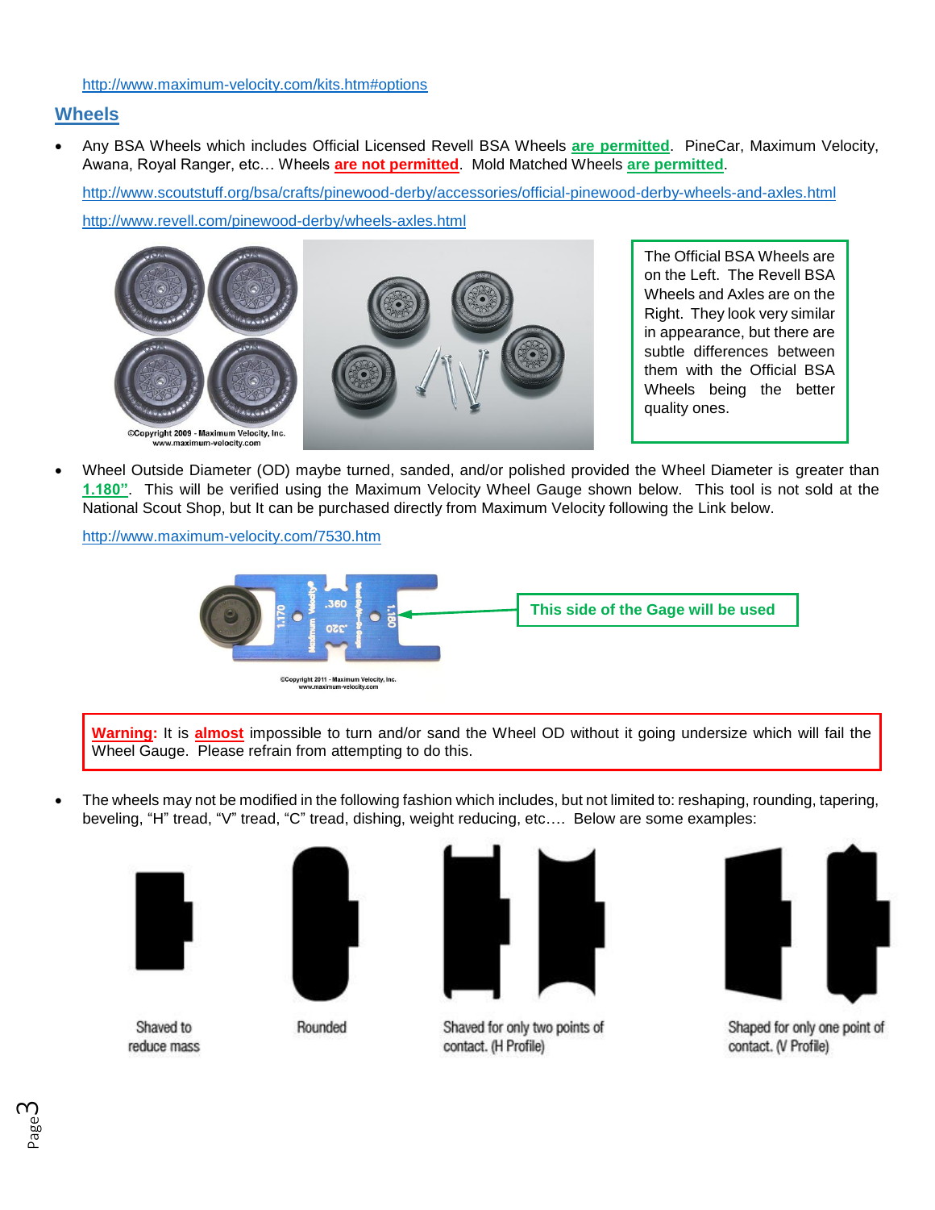http://www.maximum-velocity.com/kits.htm#options

## Wheels

- Any BSA Wheels which includes Official Licensed Revell BSA Wheels **are permitted**. PineCar, Maximum Velocity, Awana, Royal Ranger, etc… Wheels **are not permitted**. Mold Matched Wheels **are permitted**.

  http://www.scoutstuff.org/bsa/crafts/pinewood-derby/accessories/official-pinewood-derby-wheels-and-axles.html

  http://www.revell.com/pinewood-derby/wheels-axles.html

  ©Copyright 2009 - Maximum Velocity, Inc. www.maximum-velocity.com

  The Official BSA Wheels are on the Left. The Revell BSA Wheels and Axles are on the Right. They look very similar in appearance, but there are subtle differences between them with the Official BSA Wheels being the better quality ones.

- Wheel Outside Diameter (OD) maybe turned, sanded, and/or polished provided the Wheel Diameter is greater than **1.180"**. This will be verified using the Maximum Velocity Wheel Gauge shown below. This tool is not sold at the National Scout Shop, but It can be purchased directly from Maximum Velocity following the Link below.

  http://www.maximum-velocity.com/7530.htm

  **This side of the Gage will be used**

  ©Copyright 2011 - Maximum Velocity, Inc. www.maximum-velocity.com

> **Warning:** It is **almost** impossible to turn and/or sand the Wheel OD without it going undersize which will fail the Wheel Gauge. Please refrain from attempting to do this.

- The wheels may not be modified in the following fashion which includes, but not limited to: reshaping, rounding, tapering, beveling, "H" tread, "V" tread, "C" tread, dishing, weight reducing, etc…. Below are some examples:

Shaved to reduce mass

Rounded

Shaved for only two points of contact. (H Profile)

Shaped for only one point of contact. (V Profile)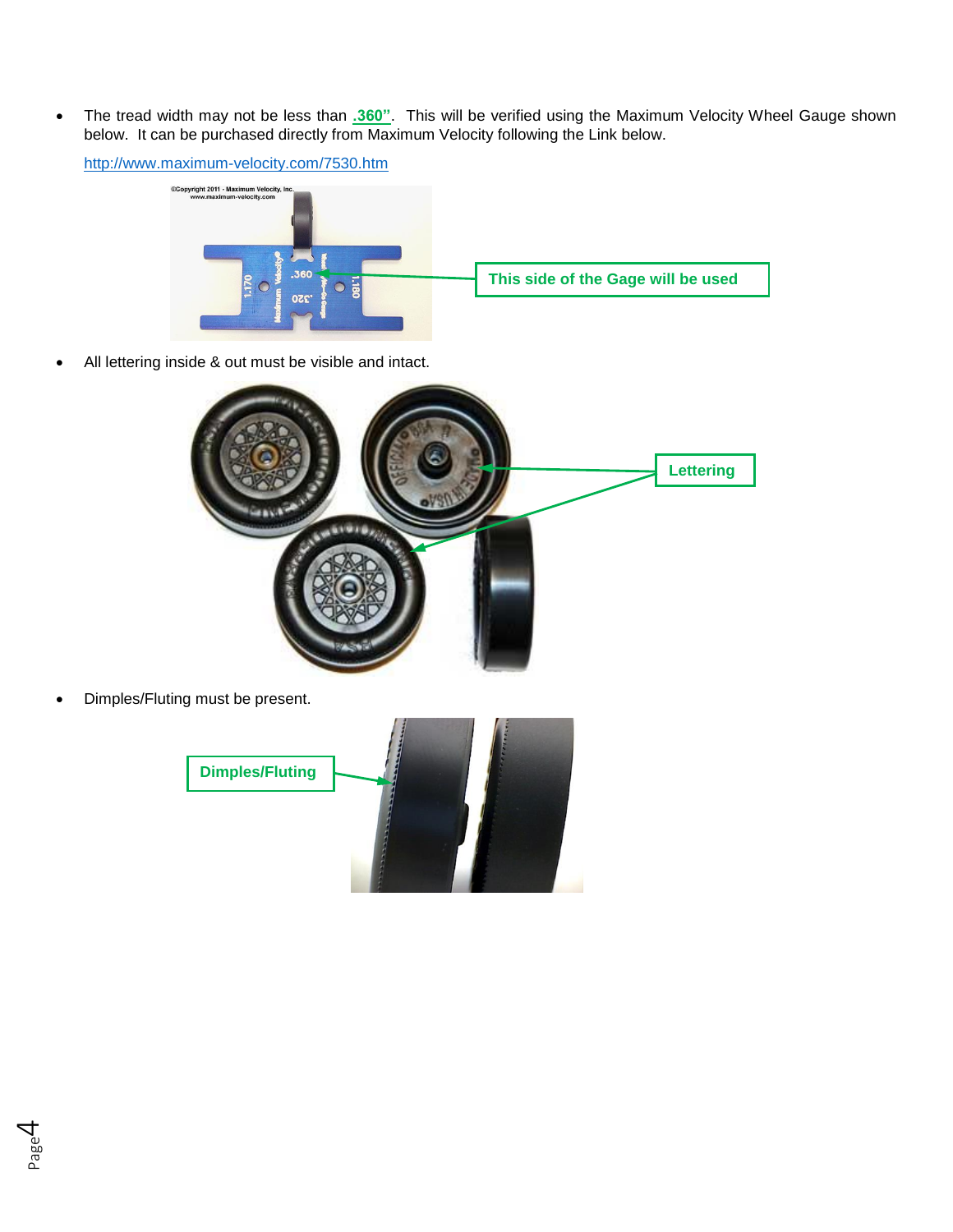- The tread width may not be less than **.360"**. This will be verified using the Maximum Velocity Wheel Gauge shown below. It can be purchased directly from Maximum Velocity following the Link below.

  http://www.maximum-velocity.com/7530.htm

  **This side of the Gage will be used**

- All lettering inside & out must be visible and intact.

  **Lettering**

- Dimples/Fluting must be present.

  **Dimples/Fluting**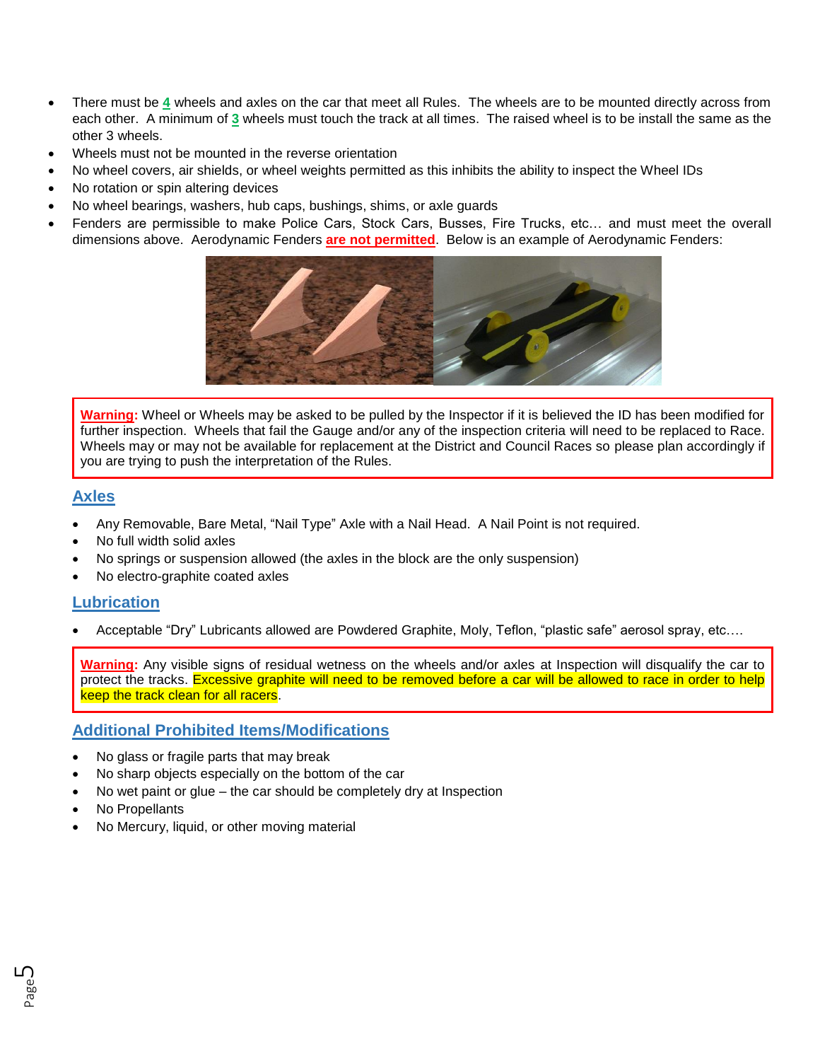- There must be **4** wheels and axles on the car that meet all Rules. The wheels are to be mounted directly across from each other. A minimum of **3** wheels must touch the track at all times. The raised wheel is to be install the same as the other 3 wheels.
- Wheels must not be mounted in the reverse orientation
- No wheel covers, air shields, or wheel weights permitted as this inhibits the ability to inspect the Wheel IDs
- No rotation or spin altering devices
- No wheel bearings, washers, hub caps, bushings, shims, or axle guards
- Fenders are permissible to make Police Cars, Stock Cars, Busses, Fire Trucks, etc… and must meet the overall dimensions above. Aerodynamic Fenders **are not permitted**. Below is an example of Aerodynamic Fenders:

> **Warning:** Wheel or Wheels may be asked to be pulled by the Inspector if it is believed the ID has been modified for further inspection. Wheels that fail the Gauge and/or any of the inspection criteria will need to be replaced to Race. Wheels may or may not be available for replacement at the District and Council Races so please plan accordingly if you are trying to push the interpretation of the Rules.

## Axles

- Any Removable, Bare Metal, "Nail Type" Axle with a Nail Head. A Nail Point is not required.
- No full width solid axles
- No springs or suspension allowed (the axles in the block are the only suspension)
- No electro-graphite coated axles

## Lubrication

- Acceptable "Dry" Lubricants allowed are Powdered Graphite, Moly, Teflon, "plastic safe" aerosol spray, etc.…

> **Warning:** Any visible signs of residual wetness on the wheels and/or axles at Inspection will disqualify the car to protect the tracks. Excessive graphite will need to be removed before a car will be allowed to race in order to help keep the track clean for all racers.

## Additional Prohibited Items/Modifications

- No glass or fragile parts that may break
- No sharp objects especially on the bottom of the car
- No wet paint or glue – the car should be completely dry at Inspection
- No Propellants
- No Mercury, liquid, or other moving material